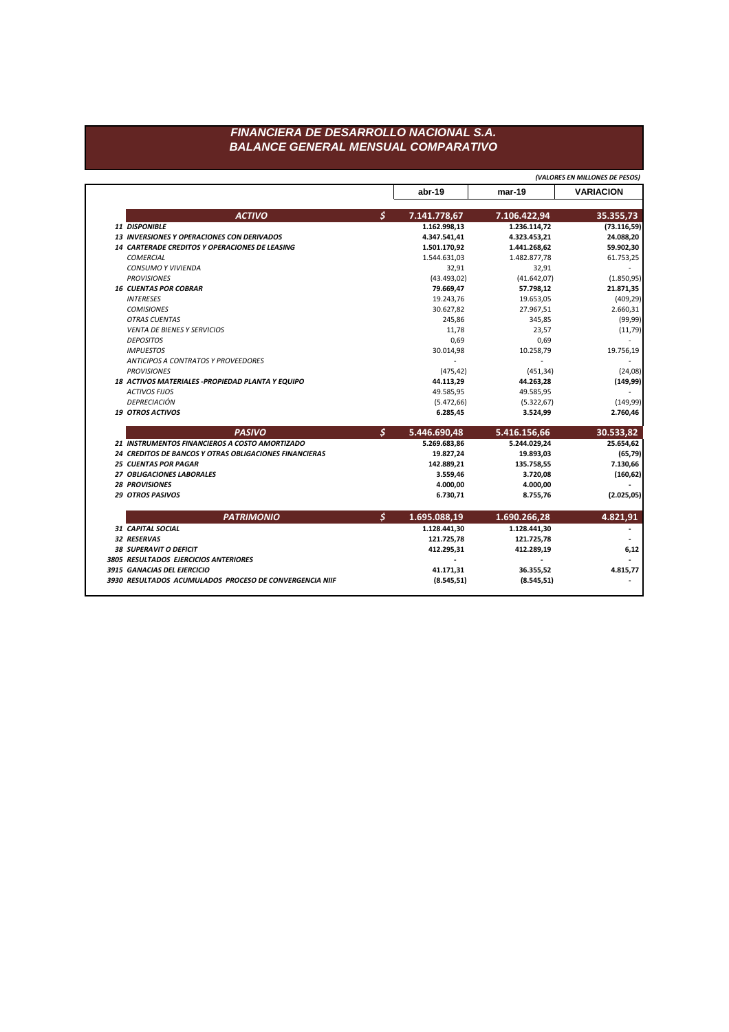# FINANCIERA DE DESARROLLO NACIONAL S.A.
## BALANCE GENERAL MENSUAL COMPARATIVO

*(VALORES EN MILLONES DE PESOS)*

| | | abr-19 | mar-19 | VARIACION |
|---|---|---|---|---|
| **ACTIVO** | $ | **7.141.778,67** | **7.106.422,94** | **35.355,73** |
| **11 DISPONIBLE** | | **1.162.998,13** | **1.236.114,72** | **(73.116,59)** |
| **13 INVERSIONES Y OPERACIONES CON DERIVADOS** | | **4.347.541,41** | **4.323.453,21** | **24.088,20** |
| **14 CARTERADE CREDITOS Y OPERACIONES DE LEASING** | | **1.501.170,92** | **1.441.268,62** | **59.902,30** |
| *COMERCIAL* | | 1.544.631,03 | 1.482.877,78 | 61.753,25 |
| *CONSUMO Y VIVIENDA* | | 32,91 | 32,91 | - |
| *PROVISIONES* | | (43.493,02) | (41.642,07) | (1.850,95) |
| **16 CUENTAS POR COBRAR** | | **79.669,47** | **57.798,12** | **21.871,35** |
| *INTERESES* | | 19.243,76 | 19.653,05 | (409,29) |
| *COMISIONES* | | 30.627,82 | 27.967,51 | 2.660,31 |
| *OTRAS CUENTAS* | | 245,86 | 345,85 | (99,99) |
| *VENTA DE BIENES Y SERVICIOS* | | 11,78 | 23,57 | (11,79) |
| *DEPOSITOS* | | 0,69 | 0,69 | - |
| *IMPUESTOS* | | 30.014,98 | 10.258,79 | 19.756,19 |
| *ANTICIPOS A CONTRATOS Y PROVEEDORES* | | - | - | - |
| *PROVISIONES* | | (475,42) | (451,34) | (24,08) |
| **18 ACTIVOS MATERIALES -PROPIEDAD PLANTA Y EQUIPO** | | **44.113,29** | **44.263,28** | **(149,99)** |
| *ACTIVOS FIJOS* | | 49.585,95 | 49.585,95 | - |
| *DEPRECIACIÓN* | | (5.472,66) | (5.322,67) | (149,99) |
| **19 OTROS ACTIVOS** | | **6.285,45** | **3.524,99** | **2.760,46** |
| **PASIVO** | $ | **5.446.690,48** | **5.416.156,66** | **30.533,82** |
| **21 INSTRUMENTOS FINANCIEROS A COSTO AMORTIZADO** | | **5.269.683,86** | **5.244.029,24** | **25.654,62** |
| **24 CREDITOS DE BANCOS Y OTRAS OBLIGACIONES FINANCIERAS** | | **19.827,24** | **19.893,03** | **(65,79)** |
| **25 CUENTAS POR PAGAR** | | **142.889,21** | **135.758,55** | **7.130,66** |
| **27 OBLIGACIONES LABORALES** | | **3.559,46** | **3.720,08** | **(160,62)** |
| **28 PROVISIONES** | | **4.000,00** | **4.000,00** | **-** |
| **29 OTROS PASIVOS** | | **6.730,71** | **8.755,76** | **(2.025,05)** |
| **PATRIMONIO** | $ | **1.695.088,19** | **1.690.266,28** | **4.821,91** |
| **31 CAPITAL SOCIAL** | | **1.128.441,30** | **1.128.441,30** | **-** |
| **32 RESERVAS** | | **121.725,78** | **121.725,78** | **-** |
| **38 SUPERAVIT O DEFICIT** | | **412.295,31** | **412.289,19** | **6,12** |
| **3805 RESULTADOS EJERCICIOS ANTERIORES** | | **-** | **-** | **-** |
| **3915 GANACIAS DEL EJERCICIO** | | **41.171,31** | **36.355,52** | **4.815,77** |
| **3930 RESULTADOS ACUMULADOS PROCESO DE CONVERGENCIA NIIF** | | **(8.545,51)** | **(8.545,51)** | **-** |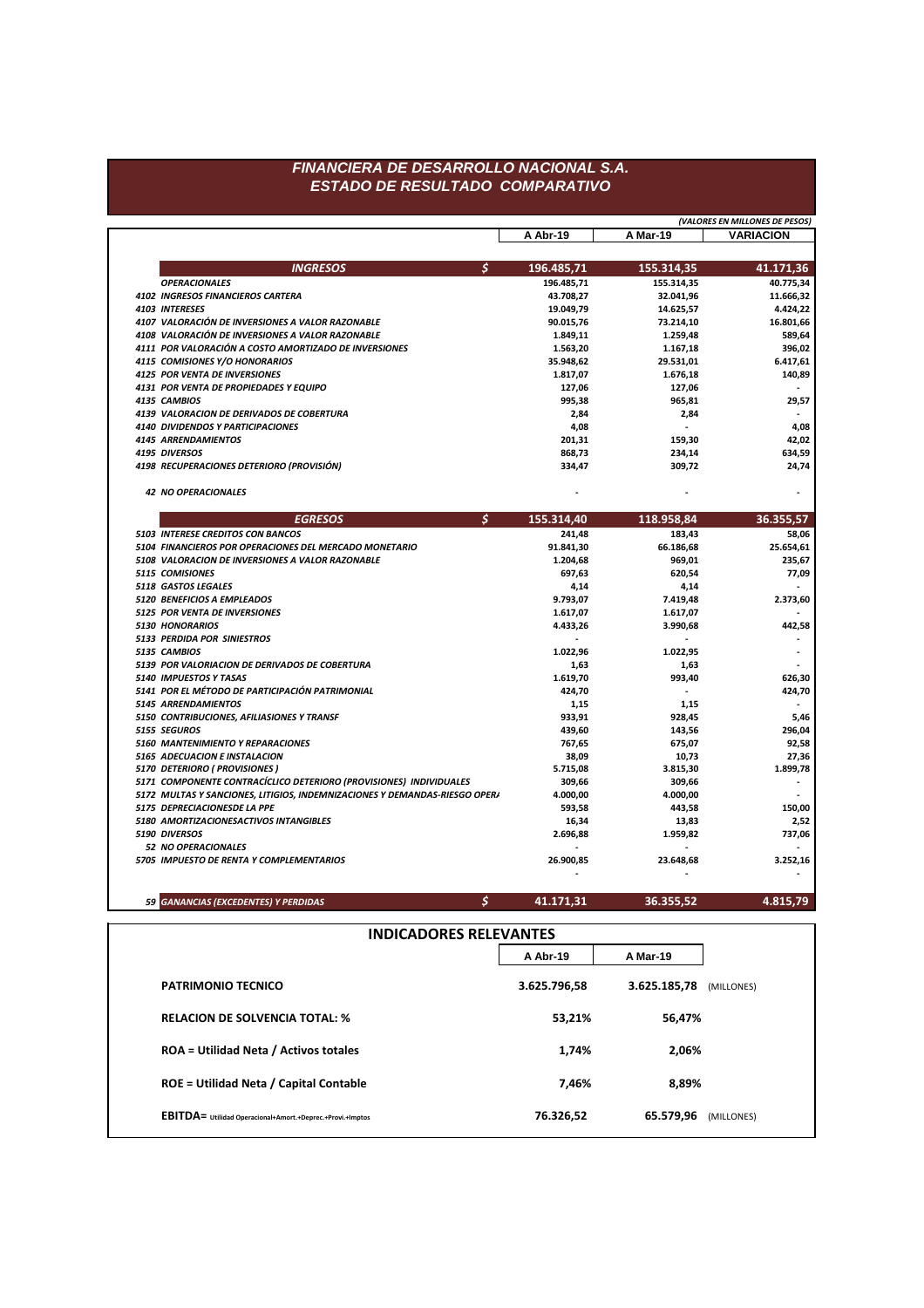# FINANCIERA DE DESARROLLO NACIONAL S.A.
## ESTADO DE RESULTADO COMPARATIVO

*(VALORES EN MILLONES DE PESOS)*

| | | A Abr-19 | A Mar-19 | VARIACION |
|---|---|---|---|---|
| **INGRESOS** | $ | **196.485,71** | **155.314,35** | **41.171,36** |
| OPERACIONALES | | 196.485,71 | 155.314,35 | 40.775,34 |
| 4102 INGRESOS FINANCIEROS CARTERA | | 43.708,27 | 32.041,96 | 11.666,32 |
| 4103 INTERESES | | 19.049,79 | 14.625,57 | 4.424,22 |
| 4107 VALORACIÓN DE INVERSIONES A VALOR RAZONABLE | | 90.015,76 | 73.214,10 | 16.801,66 |
| 4108 VALORACIÓN DE INVERSIONES A VALOR RAZONABLE | | 1.849,11 | 1.259,48 | 589,64 |
| 4111 POR VALORACIÓN A COSTO AMORTIZADO DE INVERSIONES | | 1.563,20 | 1.167,18 | 396,02 |
| 4115 COMISIONES Y/O HONORARIOS | | 35.948,62 | 29.531,01 | 6.417,61 |
| 4125 POR VENTA DE INVERSIONES | | 1.817,07 | 1.676,18 | 140,89 |
| 4131 POR VENTA DE PROPIEDADES Y EQUIPO | | 127,06 | 127,06 | - |
| 4135 CAMBIOS | | 995,38 | 965,81 | 29,57 |
| 4139 VALORACION DE DERIVADOS DE COBERTURA | | 2,84 | 2,84 | - |
| 4140 DIVIDENDOS Y PARTICIPACIONES | | 4,08 | - | 4,08 |
| 4145 ARRENDAMIENTOS | | 201,31 | 159,30 | 42,02 |
| 4195 DIVERSOS | | 868,73 | 234,14 | 634,59 |
| 4198 RECUPERACIONES DETERIORO (PROVISIÓN) | | 334,47 | 309,72 | 24,74 |
| 42 NO OPERACIONALES | | - | - | - |
| **EGRESOS** | $ | **155.314,40** | **118.958,84** | **36.355,57** |
| 5103 INTERESE CREDITOS CON BANCOS | | 241,48 | 183,43 | 58,06 |
| 5104 FINANCIEROS POR OPERACIONES DEL MERCADO MONETARIO | | 91.841,30 | 66.186,68 | 25.654,61 |
| 5108 VALORACION DE INVERSIONES A VALOR RAZONABLE | | 1.204,68 | 969,01 | 235,67 |
| 5115 COMISIONES | | 697,63 | 620,54 | 77,09 |
| 5118 GASTOS LEGALES | | 4,14 | 4,14 | - |
| 5120 BENEFICIOS A EMPLEADOS | | 9.793,07 | 7.419,48 | 2.373,60 |
| 5125 POR VENTA DE INVERSIONES | | 1.617,07 | 1.617,07 | - |
| 5130 HONORARIOS | | 4.433,26 | 3.990,68 | 442,58 |
| 5133 PERDIDA POR SINIESTROS | | - | - | - |
| 5135 CAMBIOS | | 1.022,96 | 1.022,95 | - |
| 5139 POR VALORIACION DE DERIVADOS DE COBERTURA | | 1,63 | 1,63 | - |
| 5140 IMPUESTOS Y TASAS | | 1.619,70 | 993,40 | 626,30 |
| 5141 POR EL MÉTODO DE PARTICIPACIÓN PATRIMONIAL | | 424,70 | - | 424,70 |
| 5145 ARRENDAMIENTOS | | 1,15 | 1,15 | - |
| 5150 CONTRIBUCIONES, AFILIASIONES Y TRANSF | | 933,91 | 928,45 | 5,46 |
| 5155 SEGUROS | | 439,60 | 143,56 | 296,04 |
| 5160 MANTENIMIENTO Y REPARACIONES | | 767,65 | 675,07 | 92,58 |
| 5165 ADECUACION E INSTALACION | | 38,09 | 10,73 | 27,36 |
| 5170 DETERIORO ( PROVISIONES ) | | 5.715,08 | 3.815,30 | 1.899,78 |
| 5171 COMPONENTE CONTRACÍCLICO DETERIORO (PROVISIONES) INDIVIDUALES | | 309,66 | 309,66 | - |
| 5172 MULTAS Y SANCIONES, LITIGIOS, INDEMNIZACIONES Y DEMANDAS-RIESGO OPER/ | | 4.000,00 | 4.000,00 | - |
| 5175 DEPRECIACIONESDE LA PPE | | 593,58 | 443,58 | 150,00 |
| 5180 AMORTIZACIONESACTIVOS INTANGIBLES | | 16,34 | 13,83 | 2,52 |
| 5190 DIVERSOS | | 2.696,88 | 1.959,82 | 737,06 |
| 52 NO OPERACIONALES | | - | - | - |
| 5705 IMPUESTO DE RENTA Y COMPLEMENTARIOS | | 26.900,85 | 23.648,68 | 3.252,16 |
| | | - | - | - |
| **59 GANANCIAS (EXCEDENTES) Y PERDIDAS** | $ | **41.171,31** | **36.355,52** | **4.815,79** |

## INDICADORES RELEVANTES

| | A Abr-19 | A Mar-19 | |
|---|---|---|---|
| **PATRIMONIO TECNICO** | **3.625.796,58** | **3.625.185,78** | (MILLONES) |
| **RELACION DE SOLVENCIA TOTAL: %** | **53,21%** | **56,47%** | |
| **ROA = Utilidad Neta / Activos totales** | **1,74%** | **2,06%** | |
| **ROE = Utilidad Neta / Capital Contable** | **7,46%** | **8,89%** | |
| **EBITDA=** Utilidad Operacional+Amort.+Deprec.+Provi.+Imptos | **76.326,52** | **65.579,96** | (MILLONES) |